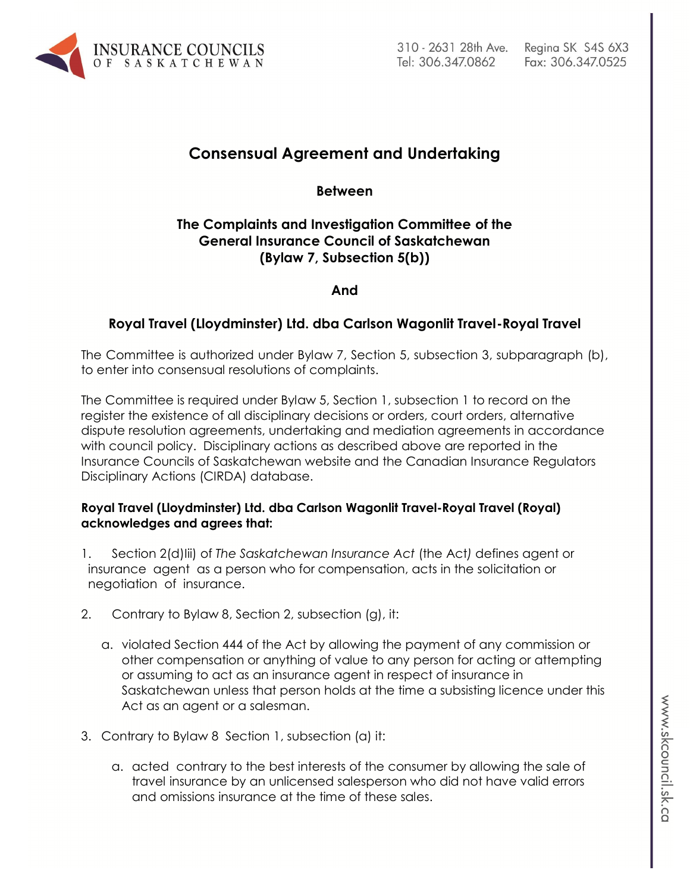# Consensual Agreement and Undertaking

**Between**

**The Complaints and Investigation Committee of the General Insurance Council of Saskatchewan (Bylaw 7, Subsection 5(b))**

**And**

**Royal Travel (Lloydminster) Ltd. dba Carlson Wagonlit Travel-Royal Travel**

The Committee is authorized under Bylaw 7, Section 5, subsection 3, subparagraph (b), to enter into consensual resolutions of complaints.

The Committee is required under Bylaw 5, Section 1, subsection 1 to record on the register the existence of all disciplinary decisions or orders, court orders, alternative dispute resolution agreements, undertaking and mediation agreements in accordance with council policy. Disciplinary actions as described above are reported in the Insurance Councils of Saskatchewan website and the Canadian Insurance Regulators Disciplinary Actions (CIRDA) database.

**Royal Travel (Lloydminster) Ltd. dba Carlson Wagonlit Travel-Royal Travel (Royal) acknowledges and agrees that:**

1. Section 2(d)Iii) of *The Saskatchewan Insurance Act* (the Act) defines agent or insurance agent as a person who for compensation, acts in the solicitation or negotiation of insurance.

2. Contrary to Bylaw 8, Section 2, subsection (g), it:

   a. violated Section 444 of the Act by allowing the payment of any commission or other compensation or anything of value to any person for acting or attempting or assuming to act as an insurance agent in respect of insurance in Saskatchewan unless that person holds at the time a subsisting licence under this Act as an agent or a salesman.

3. Contrary to Bylaw 8 Section 1, subsection (a) it:

   a. acted contrary to the best interests of the consumer by allowing the sale of travel insurance by an unlicensed salesperson who did not have valid errors and omissions insurance at the time of these sales.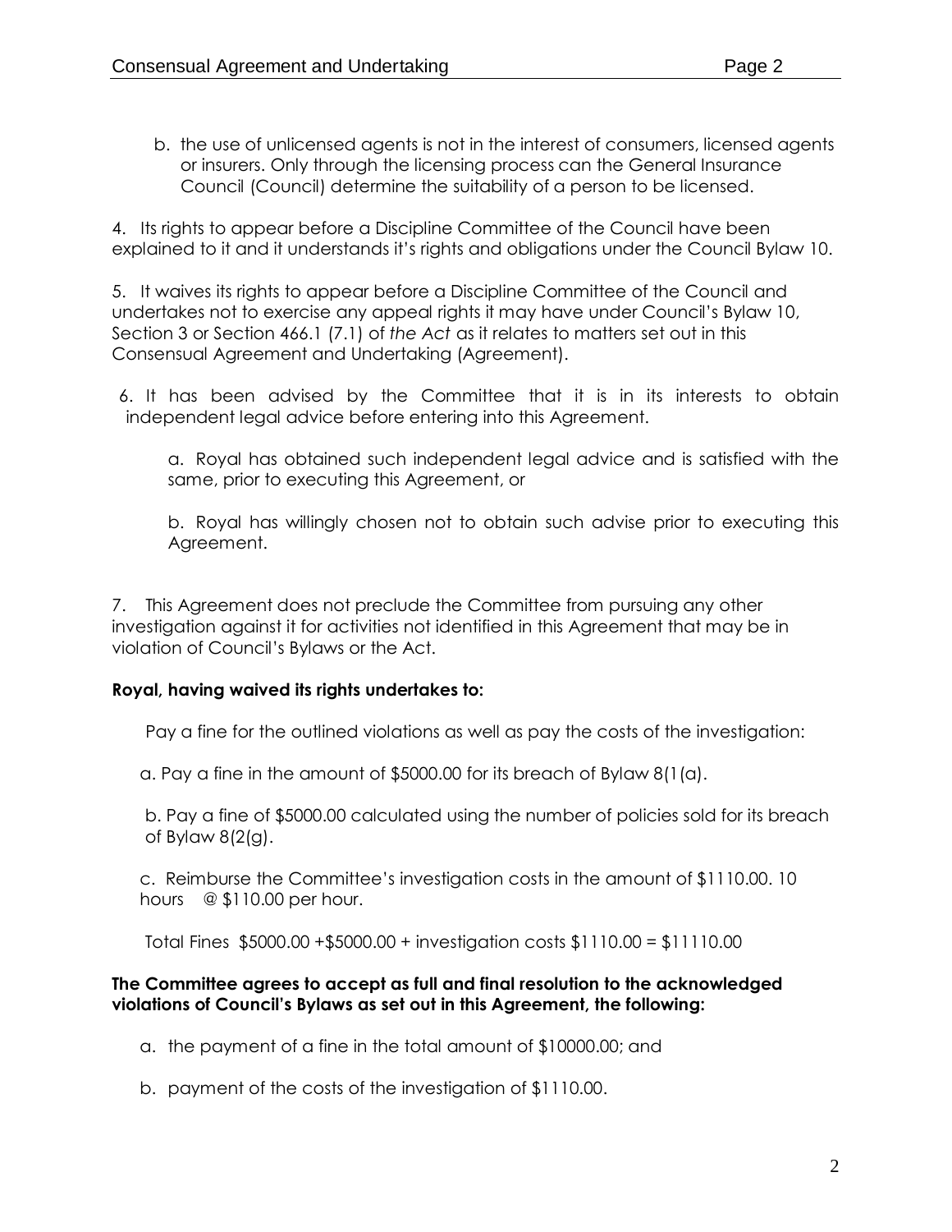b. the use of unlicensed agents is not in the interest of consumers, licensed agents or insurers. Only through the licensing process can the General Insurance Council (Council) determine the suitability of a person to be licensed.

4. Its rights to appear before a Discipline Committee of the Council have been explained to it and it understands it's rights and obligations under the Council Bylaw 10.

5. It waives its rights to appear before a Discipline Committee of the Council and undertakes not to exercise any appeal rights it may have under Council's Bylaw 10, Section 3 or Section 466.1 (7.1) of *the Act* as it relates to matters set out in this Consensual Agreement and Undertaking (Agreement).

6. It has been advised by the Committee that it is in its interests to obtain independent legal advice before entering into this Agreement.

a. Royal has obtained such independent legal advice and is satisfied with the same, prior to executing this Agreement, or

b. Royal has willingly chosen not to obtain such advise prior to executing this Agreement.

7. This Agreement does not preclude the Committee from pursuing any other investigation against it for activities not identified in this Agreement that may be in violation of Council's Bylaws or the Act.

**Royal, having waived its rights undertakes to:**

Pay a fine for the outlined violations as well as pay the costs of the investigation:

a. Pay a fine in the amount of $5000.00 for its breach of Bylaw 8(1(a).

b. Pay a fine of $5000.00 calculated using the number of policies sold for its breach of Bylaw 8(2(g).

c. Reimburse the Committee's investigation costs in the amount of $1110.00. 10 hours @ $110.00 per hour.

Total Fines $5000.00 +$5000.00 + investigation costs $1110.00 = $11110.00

**The Committee agrees to accept as full and final resolution to the acknowledged violations of Council's Bylaws as set out in this Agreement, the following:**

a. the payment of a fine in the total amount of $10000.00; and

b. payment of the costs of the investigation of $1110.00.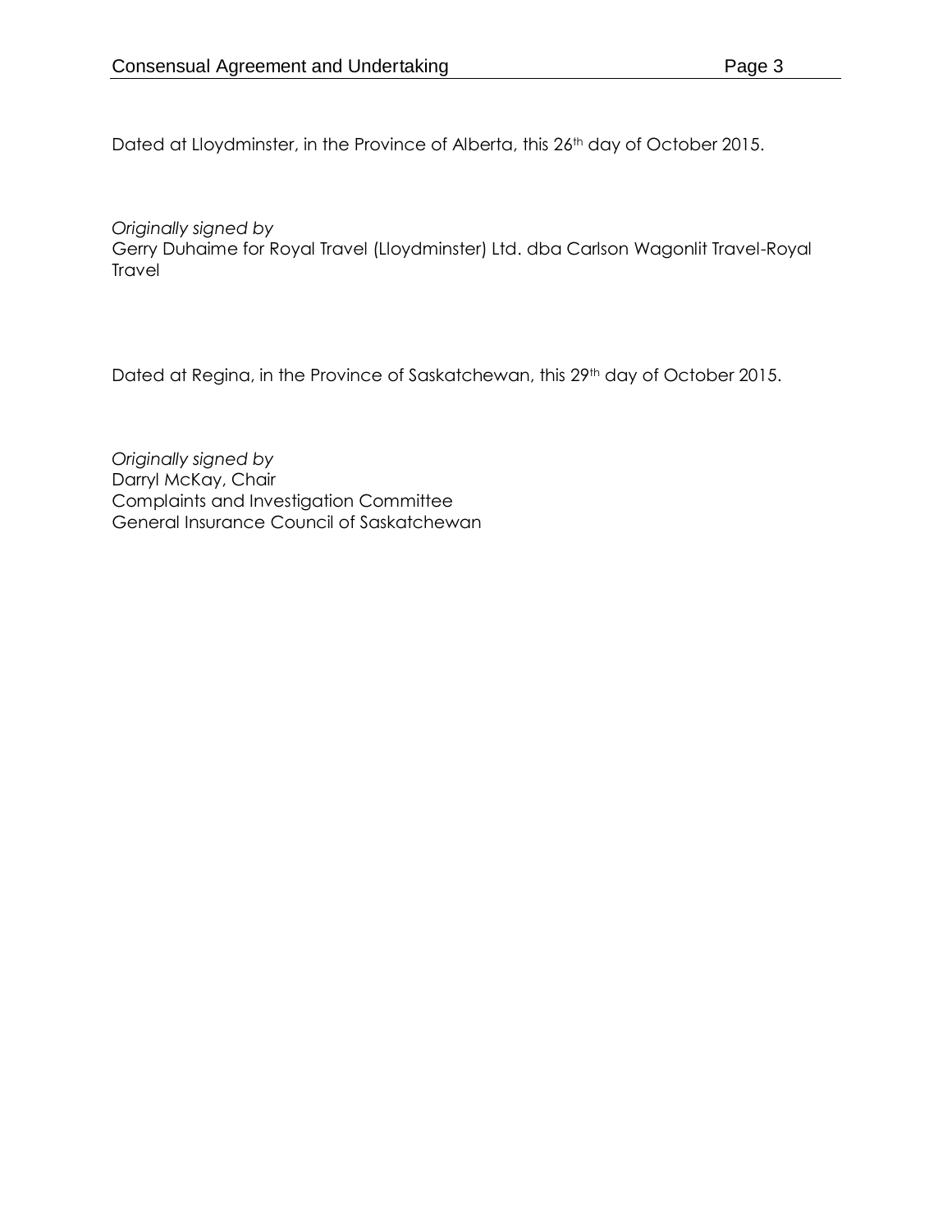Dated at Lloydminster, in the Province of Alberta, this 26th day of October 2015.

*Originally signed by*
Gerry Duhaime for Royal Travel (Lloydminster) Ltd. dba Carlson Wagonlit Travel-Royal Travel

Dated at Regina, in the Province of Saskatchewan, this 29th day of October 2015.

*Originally signed by*
Darryl McKay, Chair
Complaints and Investigation Committee
General Insurance Council of Saskatchewan